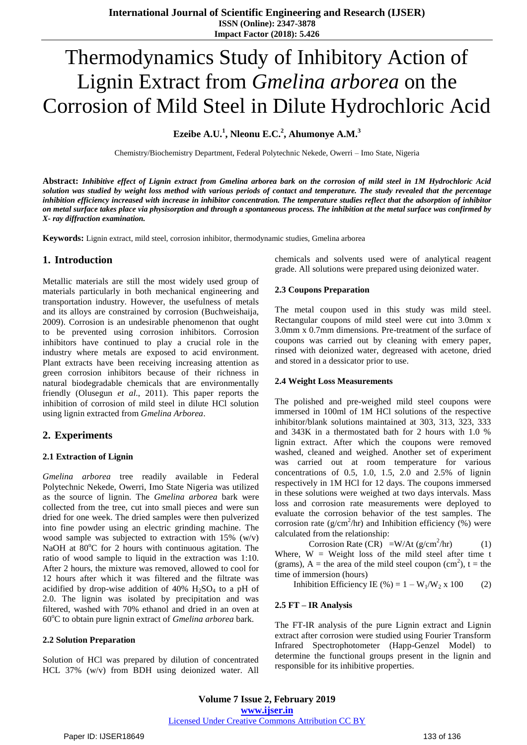# Thermodynamics Study of Inhibitory Action of Lignin Extract from *Gmelina arborea* on the Corrosion of Mild Steel in Dilute Hydrochloric Acid

**Ezeibe A.U.[1], Nleonu E.C.[2], Ahumonye A.M.[3]**

Chemistry/Biochemistry Department, Federal Polytechnic Nekede, Owerri – Imo State, Nigeria

**Abstract:** ***Inhibitive effect of Lignin extract from Gmelina arborea bark on the corrosion of mild steel in 1M Hydrochloric Acid solution was studied by weight loss method with various periods of contact and temperature. The study revealed that the percentage inhibition efficiency increased with increase in inhibitor concentration. The temperature studies reflect that the adsorption of inhibitor on metal surface takes place via physisorption and through a spontaneous process. The inhibition at the metal surface was confirmed by X- ray diffraction examination.***

**Keywords:** Lignin extract, mild steel, corrosion inhibitor, thermodynamic studies, Gmelina arborea

## 1. Introduction

Metallic materials are still the most widely used group of materials particularly in both mechanical engineering and transportation industry. However, the usefulness of metals and its alloys are constrained by corrosion (Buchweishaija, 2009). Corrosion is an undesirable phenomenon that ought to be prevented using corrosion inhibitors. Corrosion inhibitors have continued to play a crucial role in the industry where metals are exposed to acid environment. Plant extracts have been receiving increasing attention as green corrosion inhibitors because of their richness in natural biodegradable chemicals that are environmentally friendly (Olusegun *et al*., 2011). This paper reports the inhibition of corrosion of mild steel in dilute HCl solution using lignin extracted from *Gmelina Arborea*.

## 2. Experiments

### 2.1 Extraction of Lignin

*Gmelina arborea* tree readily available in Federal Polytechnic Nekede, Owerri, Imo State Nigeria was utilized as the source of lignin. The *Gmelina arborea* bark were collected from the tree, cut into small pieces and were sun dried for one week. The dried samples were then pulverized into fine powder using an electric grinding machine. The wood sample was subjected to extraction with 15% (w/v) NaOH at 80°C for 2 hours with continuous agitation. The ratio of wood sample to liquid in the extraction was 1:10. After 2 hours, the mixture was removed, allowed to cool for 12 hours after which it was filtered and the filtrate was acidified by drop-wise addition of 40% $H_2SO_4$ to a pH of 2.0. The lignin was isolated by precipitation and was filtered, washed with 70% ethanol and dried in an oven at 60°C to obtain pure lignin extract of *Gmelina arborea* bark.

### 2.2 Solution Preparation

Solution of HCl was prepared by dilution of concentrated HCL 37% (w/v) from BDH using deionized water. All chemicals and solvents used were of analytical reagent grade. All solutions were prepared using deionized water.

### 2.3 Coupons Preparation

The metal coupon used in this study was mild steel. Rectangular coupons of mild steel were cut into 3.0mm x 3.0mm x 0.7mm dimensions. Pre-treatment of the surface of coupons was carried out by cleaning with emery paper, rinsed with deionized water, degreased with acetone, dried and stored in a dessicator prior to use.

### 2.4 Weight Loss Measurements

The polished and pre-weighed mild steel coupons were immersed in 100ml of 1M HCl solutions of the respective inhibitor/blank solutions maintained at 303, 313, 323, 333 and 343K in a thermostated bath for 2 hours with 1.0 % lignin extract. After which the coupons were removed washed, cleaned and weighed. Another set of experiment was carried out at room temperature for various concentrations of 0.5, 1.0, 1.5, 2.0 and 2.5% of lignin respectively in 1M HCl for 12 days. The coupons immersed in these solutions were weighed at two days intervals. Mass loss and corrosion rate measurements were deployed to evaluate the corrosion behavior of the test samples. The corrosion rate ($g/cm^2/hr$) and Inhibition efficiency (%) were calculated from the relationship:

$$\text{Corrosion Rate (CR)} = W/At \ (g/cm^2/hr) \qquad (1)$$

Where, W = Weight loss of the mild steel after time t (grams), A = the area of the mild steel coupon ($cm^2$), t = the time of immersion (hours)

$$\text{Inhibition Efficiency IE (\%)} = 1 - W_1/W_2 \times 100 \qquad (2)$$

### 2.5 FT – IR Analysis

The FT-IR analysis of the pure Lignin extract and Lignin extract after corrosion were studied using Fourier Transform Infrared Spectrophotometer (Happ-Genzel Model) to determine the functional groups present in the lignin and responsible for its inhibitive properties.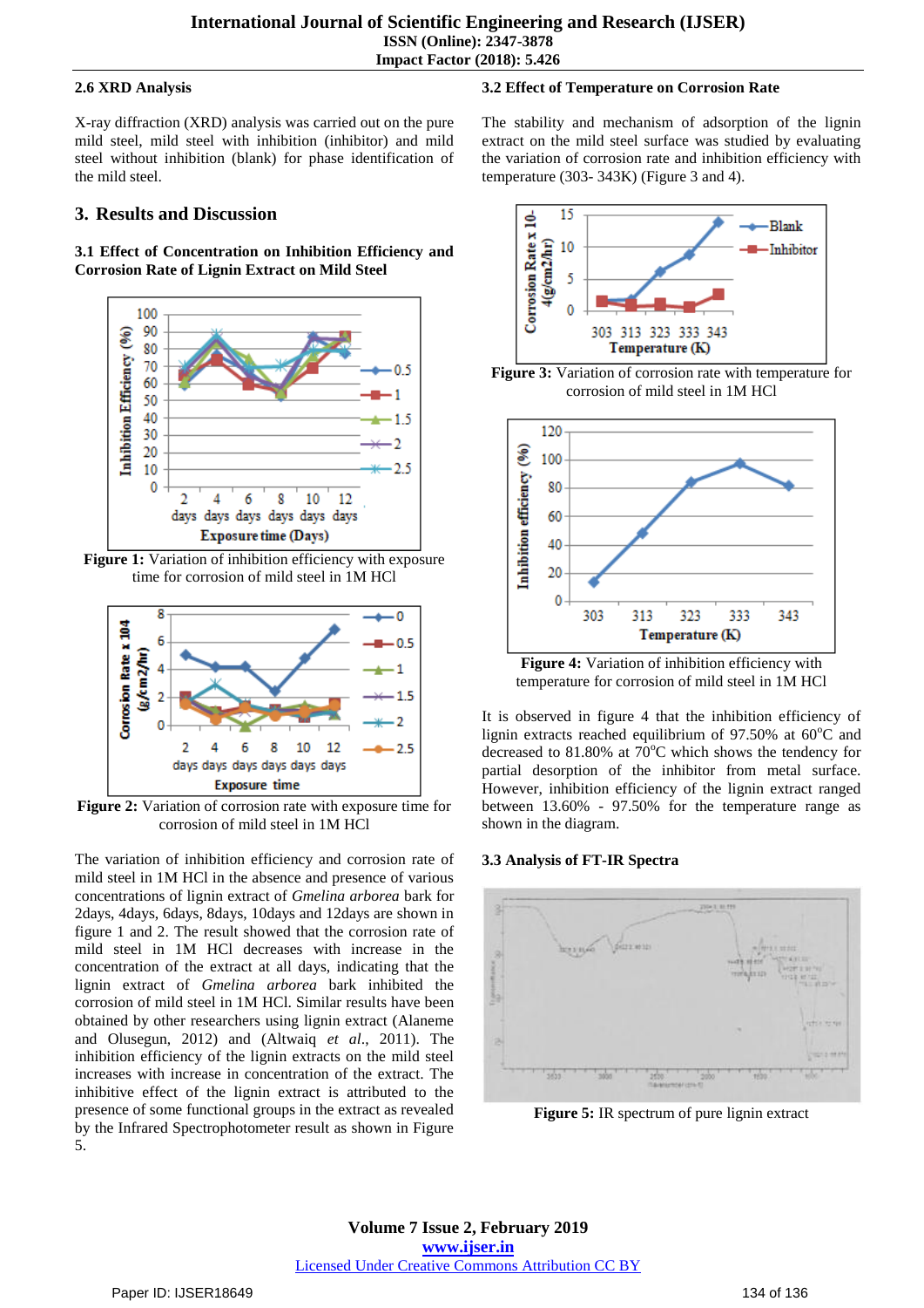### 2.6 XRD Analysis

X-ray diffraction (XRD) analysis was carried out on the pure mild steel, mild steel with inhibition (inhibitor) and mild steel without inhibition (blank) for phase identification of the mild steel.

## 3. Results and Discussion

### 3.1 Effect of Concentration on Inhibition Efficiency and Corrosion Rate of Lignin Extract on Mild Steel

**Figure 1:** Variation of inhibition efficiency with exposure time for corrosion of mild steel in 1M HCl

**Figure 2:** Variation of corrosion rate with exposure time for corrosion of mild steel in 1M HCl

The variation of inhibition efficiency and corrosion rate of mild steel in 1M HCl in the absence and presence of various concentrations of lignin extract of *Gmelina arborea* bark for 2days, 4days, 6days, 8days, 10days and 12days are shown in figure 1 and 2. The result showed that the corrosion rate of mild steel in 1M HCl decreases with increase in the concentration of the extract at all days, indicating that the lignin extract of *Gmelina arborea* bark inhibited the corrosion of mild steel in 1M HCl. Similar results have been obtained by other researchers using lignin extract (Alaneme and Olusegun, 2012) and (Altwaiq *et al*., 2011). The inhibition efficiency of the lignin extracts on the mild steel surface increases with increase in concentration of the extract. The inhibitive effect of the lignin extract is attributed to the presence of some functional groups in the extract as revealed by the Infrared Spectrophotometer result as shown in Figure 5.

### 3.2 Effect of Temperature on Corrosion Rate

The stability and mechanism of adsorption of the lignin extract on the mild steel surface was studied by evaluating the variation of corrosion rate and inhibition efficiency with temperature (303- 343K) (Figure 3 and 4).

**Figure 3:** Variation of corrosion rate with temperature for corrosion of mild steel in 1M HCl

**Figure 4:** Variation of inhibition efficiency with temperature for corrosion of mild steel in 1M HCl

It is observed in figure 4 that the inhibition efficiency of lignin extracts reached equilibrium of 97.50% at 60°C and decreased to 81.80% at 70°C which shows the tendency for partial desorption of the inhibitor from metal surface. However, inhibition efficiency of the lignin extract ranged between 13.60% - 97.50% for the temperature range as shown in the diagram.

### 3.3 Analysis of FT-IR Spectra

**Figure 5:** IR spectrum of pure lignin extract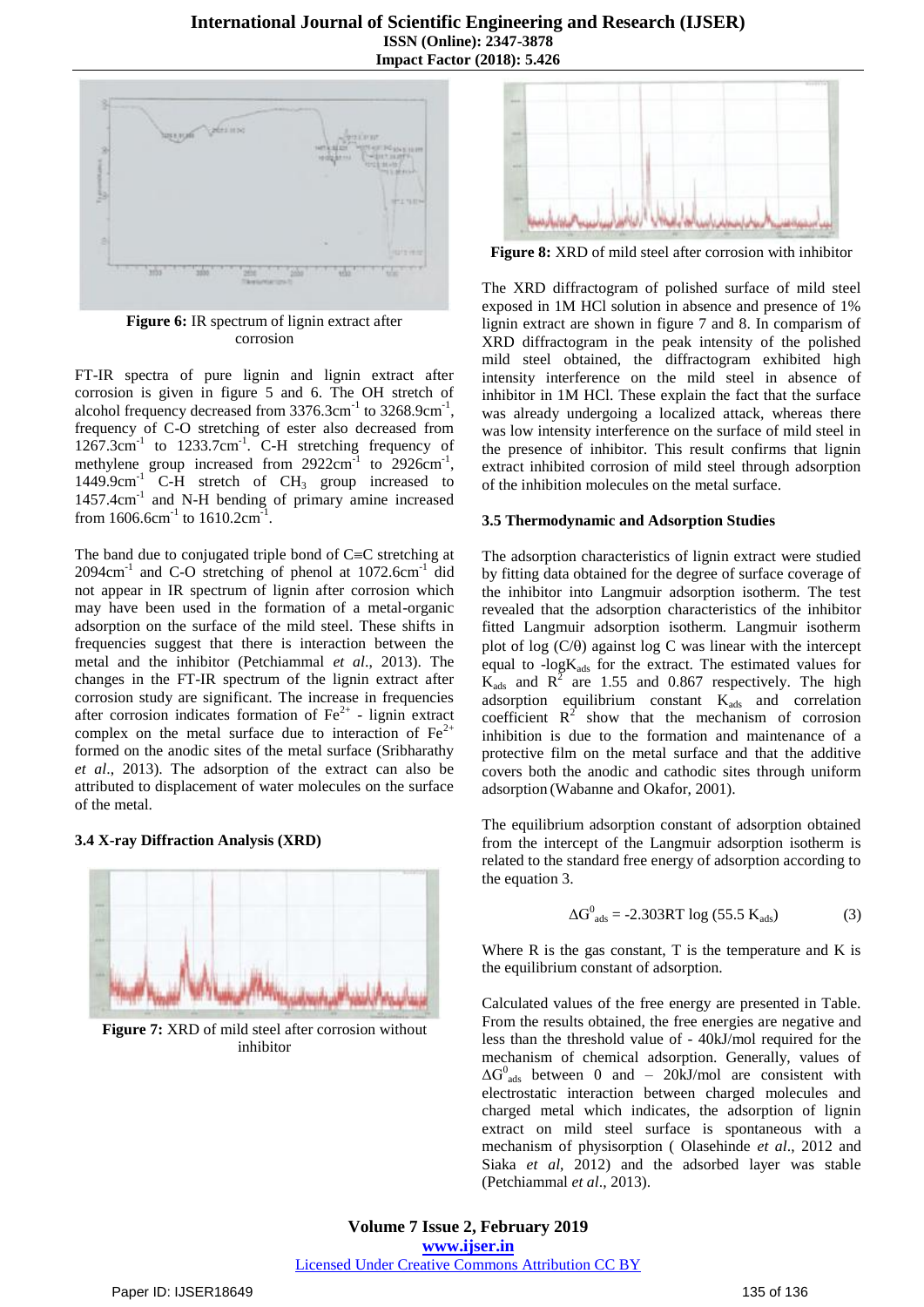**Figure 6:** IR spectrum of lignin extract after corrosion

FT-IR spectra of pure lignin and lignin extract after corrosion is given in figure 5 and 6. The OH stretch of alcohol frequency decreased from 3376.3cm$^{-1}$ to 3268.9cm$^{-1}$, frequency of C-O stretching of ester also decreased from 1267.3cm$^{-1}$ to 1233.7cm$^{-1}$. C-H stretching frequency of methylene group increased from 2922cm$^{-1}$ to 2926cm$^{-1}$, 1449.9cm$^{-1}$ C-H stretch of $CH_3$ group increased to 1457.4cm$^{-1}$ and N-H bending of primary amine increased from 1606.6cm$^{-1}$ to 1610.2cm$^{-1}$.

The band due to conjugated triple bond of C≡C stretching at 2094cm$^{-1}$ and C-O stretching of phenol at 1072.6cm$^{-1}$ did not appear in IR spectrum of lignin after corrosion which may have been used in the formation of a metal-organic adsorption on the surface of the mild steel. These shifts in frequencies suggest that there is interaction between the metal and the inhibitor (Petchiammal *et al*., 2013). The changes in the FT-IR spectrum of the lignin extract after corrosion study are significant. The increase in frequencies after corrosion indicates formation of $Fe^{2+}$ - lignin extract complex on the metal surface due to interaction of $Fe^{2+}$ formed on the anodic sites of the metal surface (Sribharathy *et al*., 2013). The adsorption of the extract can also be attributed to displacement of water molecules on the surface of the metal.

### 3.4 X-ray Diffraction Analysis (XRD)

**Figure 7:** XRD of mild steel after corrosion without inhibitor

**Figure 8:** XRD of mild steel after corrosion with inhibitor

The XRD diffractogram of polished surface of mild steel exposed in 1M HCl solution in absence and presence of 1% lignin extract are shown in figure 7 and 8. In comparism of XRD diffractogram in the peak intensity of the polished mild steel obtained, the diffractogram exhibited high intensity interference on the mild steel in absence of inhibitor in 1M HCl. These explain the fact that the surface was already undergoing a localized attack, whereas there was low intensity interference on the surface of mild steel in the presence of inhibitor. This result confirms that lignin extract inhibited corrosion of mild steel through adsorption of the inhibition molecules on the metal surface.

### 3.5 Thermodynamic and Adsorption Studies

The adsorption characteristics of lignin extract were studied by fitting data obtained for the degree of surface coverage of the inhibitor into Langmuir adsorption isotherm. The test revealed that the adsorption characteristics of the inhibitor fitted Langmuir adsorption isotherm. Langmuir isotherm plot of log (C/θ) against log C was linear with the intercept equal to -log$K_{ads}$ for the extract. The estimated values of $K_{ads}$ and $R^2$ are 1.55 and 0.867 respectively. The high adsorption equilibrium constant $K_{ads}$ and correlation coefficient $R^2$ show that the mechanism of corrosion inhibition is due to the formation and maintenance of a protective film on the metal surface and that the additive covers both the anodic and cathodic sites through uniform adsorption (Wabanne and Okafor, 2001).

The equilibrium adsorption constant of adsorption obtained from the intercept of the Langmuir adsorption isotherm is related to the standard free energy of adsorption according to the equation 3.

$$\Delta G^0_{ads} = -2.303RT \log (55.5 K_{ads}) \qquad (3)$$

Where R is the gas constant, T is the temperature and K is the equilibrium constant of adsorption.

Calculated values of the free energy are presented in Table. From the results obtained, the free energies are negative and less than the threshold value of - 40kJ/mol required for the mechanism of chemical adsorption. Generally, values of $\Delta G^0_{ads}$ between 0 and – 20kJ/mol are consistent with electrostatic interaction between charged molecules and charged metal which indicates, the adsorption of lignin extract on mild steel surface is spontaneous with a mechanism of physisorption ( Olasehinde *et al*., 2012 and Siaka *et al*, 2012) and the adsorbed layer was stable (Petchiammal *et al*., 2013).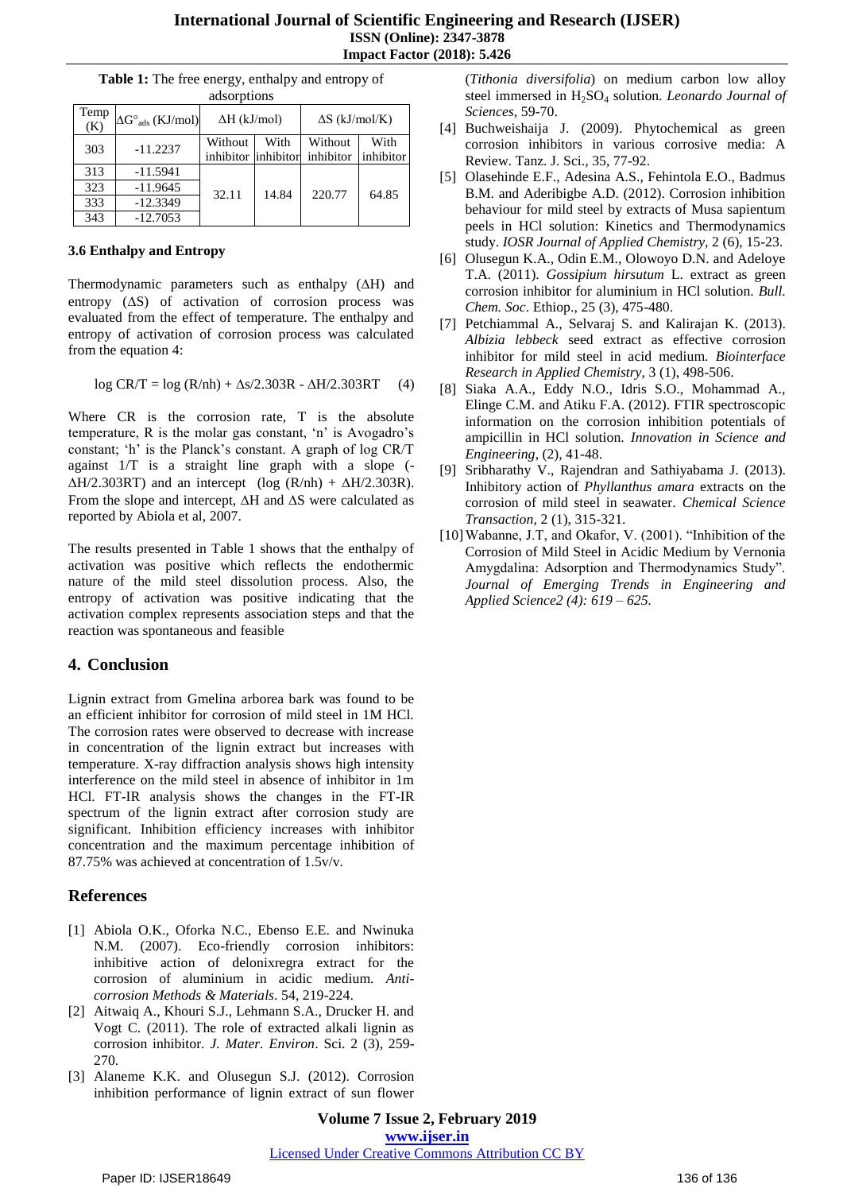**Table 1:** The free energy, enthalpy and entropy of adsorptions

| Temp (K) | $\Delta G^{\circ}_{ads}$ (KJ/mol) | ΔH (kJ/mol) | | ΔS (kJ/mol/K) | |
|---|---|---|---|---|---|
| | | Without inhibitor | With inhibitor | Without inhibitor | With inhibitor |
| 303 | -11.2237 | | | | |
| 313 | -11.5941 | 32.11 | 14.84 | 220.77 | 64.85 |
| 323 | -11.9645 | | | | |
| 333 | -12.3349 | | | | |
| 343 | -12.7053 | | | | |

### 3.6 Enthalpy and Entropy

Thermodynamic parameters such as enthalpy (ΔH) and entropy (ΔS) of activation of corrosion process was evaluated from the effect of temperature. The enthalpy and entropy of activation of corrosion process was calculated from the equation 4:

$$\log CR/T = \log (R/nh) + \Delta s/2.303R - \Delta H/2.303RT \quad (4)$$

Where CR is the corrosion rate, T is the absolute temperature, R is the molar gas constant, 'n' is Avogadro's constant; 'h' is the Planck's constant. A graph of log CR/T against 1/T is a straight line graph with a slope ($-\Delta H/2.303RT$) and an intercept ($\log (R/nh) + \Delta H/2.303R$). From the slope and intercept, ΔH and ΔS were calculated as reported by Abiola et al, 2007.

The results presented in Table 1 shows that the enthalpy of activation was positive which reflects the endothermic nature of the mild steel dissolution process. Also, the entropy of activation was positive indicating that the activation complex represents association steps and that the reaction was spontaneous and feasible

## 4. Conclusion

Lignin extract from Gmelina arborea bark was found to be an efficient inhibitor for corrosion of mild steel in 1M HCl. The corrosion rates were observed to decrease with increase in concentration of the lignin extract but increases with temperature. X-ray diffraction analysis shows high intensity interference on the mild steel in absence of inhibitor in 1m HCl. FT-IR analysis shows the changes in the FT-IR spectrum of the lignin extract after corrosion study are significant. Inhibition efficiency increases with inhibitor concentration and the maximum percentage inhibition of 87.75% was achieved at concentration of 1.5v/v.

## References

[1] Abiola O.K., Oforka N.C., Ebenso E.E. and Nwinuka N.M. (2007). Eco-friendly corrosion inhibitors: inhibitive action of delonixregra extract for the corrosion of aluminium in acidic medium. *Anti-corrosion Methods & Materials*. 54, 219-224.

[2] Aitwaiq A., Khouri S.J., Lehmann S.A., Drucker H. and Vogt C. (2011). The role of extracted alkali lignin as corrosion inhibitor. *J. Mater. Environ*. Sci. 2 (3), 259-270.

[3] Alaneme K.K. and Olusegun S.J. (2012). Corrosion inhibition performance of lignin extract of sun flower (*Tithonia diversifolia*) on medium carbon low alloy steel immersed in $H_2SO_4$ solution. *Leonardo Journal of Sciences*, 59-70.

[4] Buchweishaija J. (2009). Phytochemical as green corrosion inhibitors in various corrosive media: A Review. Tanz. J. Sci., 35, 77-92.

[5] Olasehinde E.F., Adesina A.S., Fehintola E.O., Badmus B.M. and Aderibigbe A.D. (2012). Corrosion inhibition behaviour for mild steel by extracts of Musa sapientum peels in HCl solution: Kinetics and Thermodynamics study. *IOSR Journal of Applied Chemistry*, 2 (6), 15-23.

[6] Olusegun K.A., Odin E.M., Olowoyo D.N. and Adeloye T.A. (2011). *Gossipium hirsutum* L. extract as green corrosion inhibitor for aluminium in HCl solution. *Bull. Chem. Soc*. Ethiop., 25 (3), 475-480.

[7] Petchiammal A., Selvaraj S. and Kalirajan K. (2013). *Albizia lebbeck* seed extract as effective corrosion inhibitor for mild steel in acid medium. *Biointerface Research in Applied Chemistry*, 3 (1), 498-506.

[8] Siaka A.A., Eddy N.O., Idris S.O., Mohammad A., Elinge C.M. and Atiku F.A. (2012). FTIR spectroscopic information on the corrosion inhibition potentials of ampicillin in HCl solution. *Innovation in Science and Engineering*, (2), 41-48.

[9] Sribharathy V., Rajendran and Sathiyabama J. (2013). Inhibitory action of *Phyllanthus amara* extracts on the corrosion of mild steel in seawater. *Chemical Science Transaction*, 2 (1), 315-321.

[10] Wabanne, J.T, and Okafor, V. (2001). "Inhibition of the Corrosion of Mild Steel in Acidic Medium by Vernonia Amygdalina: Adsorption and Thermodynamics Study". *Journal of Emerging Trends in Engineering and Applied Science2 (4): 619 – 625.*